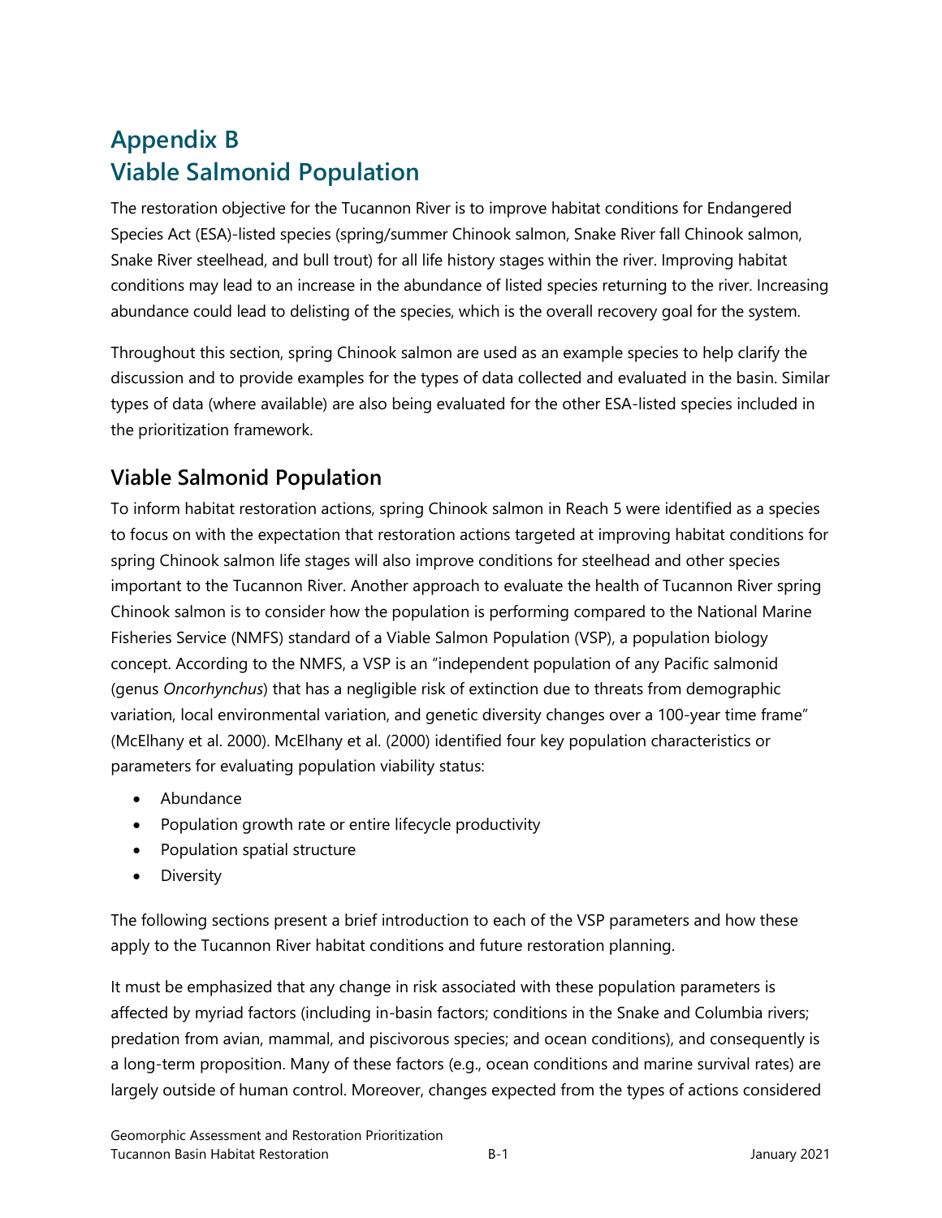# Appendix B
# Viable Salmonid Population

The restoration objective for the Tucannon River is to improve habitat conditions for Endangered Species Act (ESA)-listed species (spring/summer Chinook salmon, Snake River fall Chinook salmon, Snake River steelhead, and bull trout) for all life history stages within the river. Improving habitat conditions may lead to an increase in the abundance of listed species returning to the river. Increasing abundance could lead to delisting of the species, which is the overall recovery goal for the system.

Throughout this section, spring Chinook salmon are used as an example species to help clarify the discussion and to provide examples for the types of data collected and evaluated in the basin. Similar types of data (where available) are also being evaluated for the other ESA-listed species included in the prioritization framework.

## Viable Salmonid Population

To inform habitat restoration actions, spring Chinook salmon in Reach 5 were identified as a species to focus on with the expectation that restoration actions targeted at improving habitat conditions for spring Chinook salmon life stages will also improve conditions for steelhead and other species important to the Tucannon River. Another approach to evaluate the health of Tucannon River spring Chinook salmon is to consider how the population is performing compared to the National Marine Fisheries Service (NMFS) standard of a Viable Salmon Population (VSP), a population biology concept. According to the NMFS, a VSP is an "independent population of any Pacific salmonid (genus *Oncorhynchus*) that has a negligible risk of extinction due to threats from demographic variation, local environmental variation, and genetic diversity changes over a 100-year time frame" (McElhany et al. 2000). McElhany et al. (2000) identified four key population characteristics or parameters for evaluating population viability status:

- Abundance
- Population growth rate or entire lifecycle productivity
- Population spatial structure
- Diversity

The following sections present a brief introduction to each of the VSP parameters and how these apply to the Tucannon River habitat conditions and future restoration planning.

It must be emphasized that any change in risk associated with these population parameters is affected by myriad factors (including in-basin factors; conditions in the Snake and Columbia rivers; predation from avian, mammal, and piscivorous species; and ocean conditions), and consequently is a long-term proposition. Many of these factors (e.g., ocean conditions and marine survival rates) are largely outside of human control. Moreover, changes expected from the types of actions considered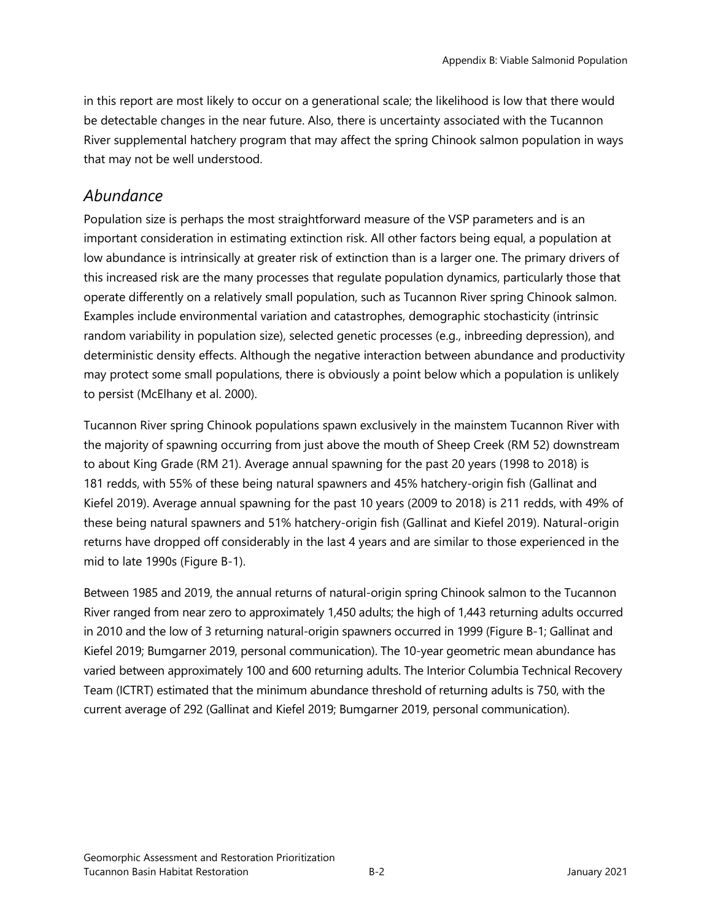in this report are most likely to occur on a generational scale; the likelihood is low that there would be detectable changes in the near future. Also, there is uncertainty associated with the Tucannon River supplemental hatchery program that may affect the spring Chinook salmon population in ways that may not be well understood.

## *Abundance*

Population size is perhaps the most straightforward measure of the VSP parameters and is an important consideration in estimating extinction risk. All other factors being equal, a population at low abundance is intrinsically at greater risk of extinction than is a larger one. The primary drivers of this increased risk are the many processes that regulate population dynamics, particularly those that operate differently on a relatively small population, such as Tucannon River spring Chinook salmon. Examples include environmental variation and catastrophes, demographic stochasticity (intrinsic random variability in population size), selected genetic processes (e.g., inbreeding depression), and deterministic density effects. Although the negative interaction between abundance and productivity may protect some small populations, there is obviously a point below which a population is unlikely to persist (McElhany et al. 2000).

Tucannon River spring Chinook populations spawn exclusively in the mainstem Tucannon River with the majority of spawning occurring from just above the mouth of Sheep Creek (RM 52) downstream to about King Grade (RM 21). Average annual spawning for the past 20 years (1998 to 2018) is 181 redds, with 55% of these being natural spawners and 45% hatchery-origin fish (Gallinat and Kiefel 2019). Average annual spawning for the past 10 years (2009 to 2018) is 211 redds, with 49% of these being natural spawners and 51% hatchery-origin fish (Gallinat and Kiefel 2019). Natural-origin returns have dropped off considerably in the last 4 years and are similar to those experienced in the mid to late 1990s (Figure B-1).

Between 1985 and 2019, the annual returns of natural-origin spring Chinook salmon to the Tucannon River ranged from near zero to approximately 1,450 adults; the high of 1,443 returning adults occurred in 2010 and the low of 3 returning natural-origin spawners occurred in 1999 (Figure B-1; Gallinat and Kiefel 2019; Bumgarner 2019, personal communication). The 10-year geometric mean abundance has varied between approximately 100 and 600 returning adults. The Interior Columbia Technical Recovery Team (ICTRT) estimated that the minimum abundance threshold of returning adults is 750, with the current average of 292 (Gallinat and Kiefel 2019; Bumgarner 2019, personal communication).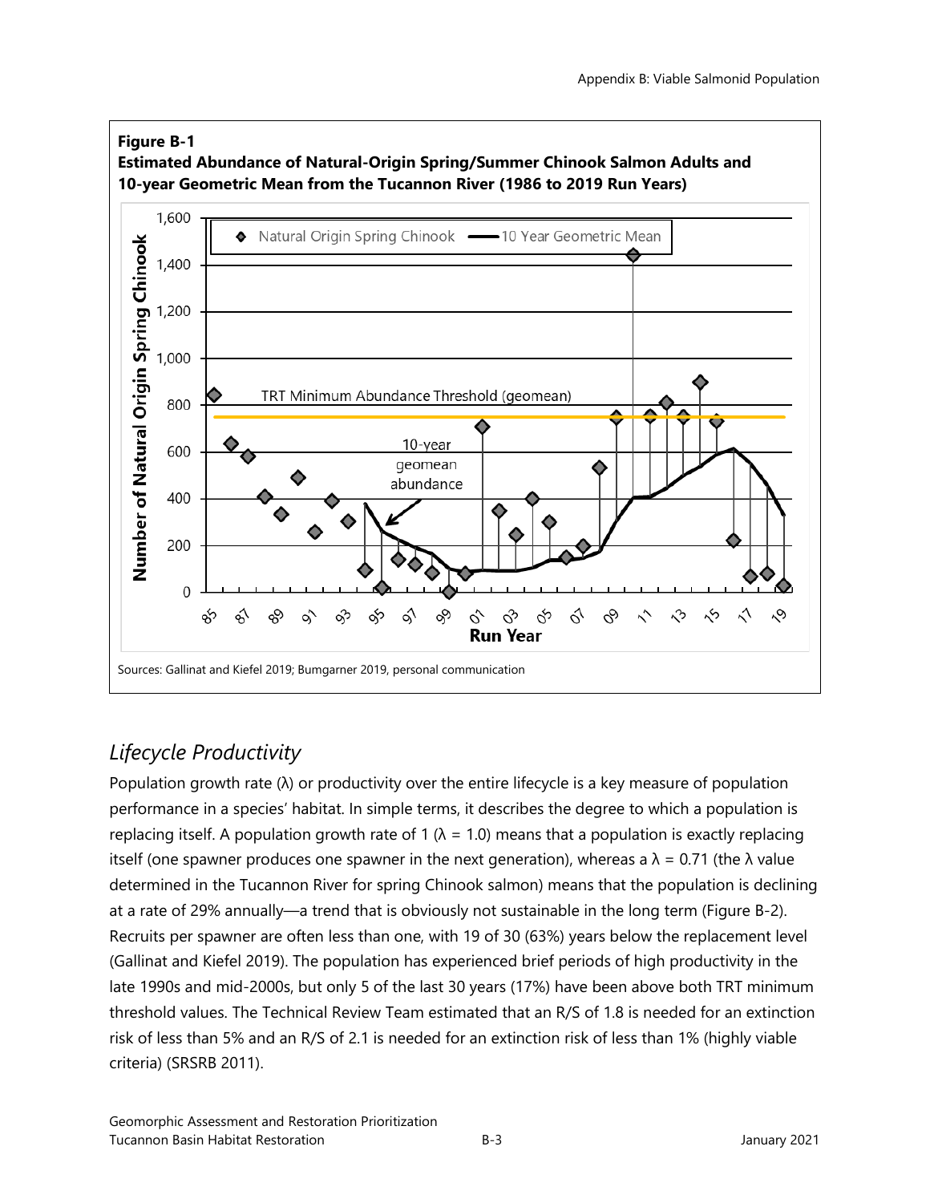**Figure B-1**
**Estimated Abundance of Natural-Origin Spring/Summer Chinook Salmon Adults and 10-year Geometric Mean from the Tucannon River (1986 to 2019 Run Years)**

Sources: Gallinat and Kiefel 2019; Bumgarner 2019, personal communication

## *Lifecycle Productivity*

Population growth rate (λ) or productivity over the entire lifecycle is a key measure of population performance in a species' habitat. In simple terms, it describes the degree to which a population is replacing itself. A population growth rate of 1 (λ = 1.0) means that a population is exactly replacing itself (one spawner produces one spawner in the next generation), whereas a λ = 0.71 (the λ value determined in the Tucannon River for spring Chinook salmon) means that the population is declining at a rate of 29% annually—a trend that is obviously not sustainable in the long term (Figure B-2). Recruits per spawner are often less than one, with 19 of 30 (63%) years below the replacement level (Gallinat and Kiefel 2019). The population has experienced brief periods of high productivity in the late 1990s and mid-2000s, but only 5 of the last 30 years (17%) have been above both TRT minimum threshold values. The Technical Review Team estimated that an R/S of 1.8 is needed for an extinction risk of less than 5% and an R/S of 2.1 is needed for an extinction risk of less than 1% (highly viable criteria) (SRSRB 2011).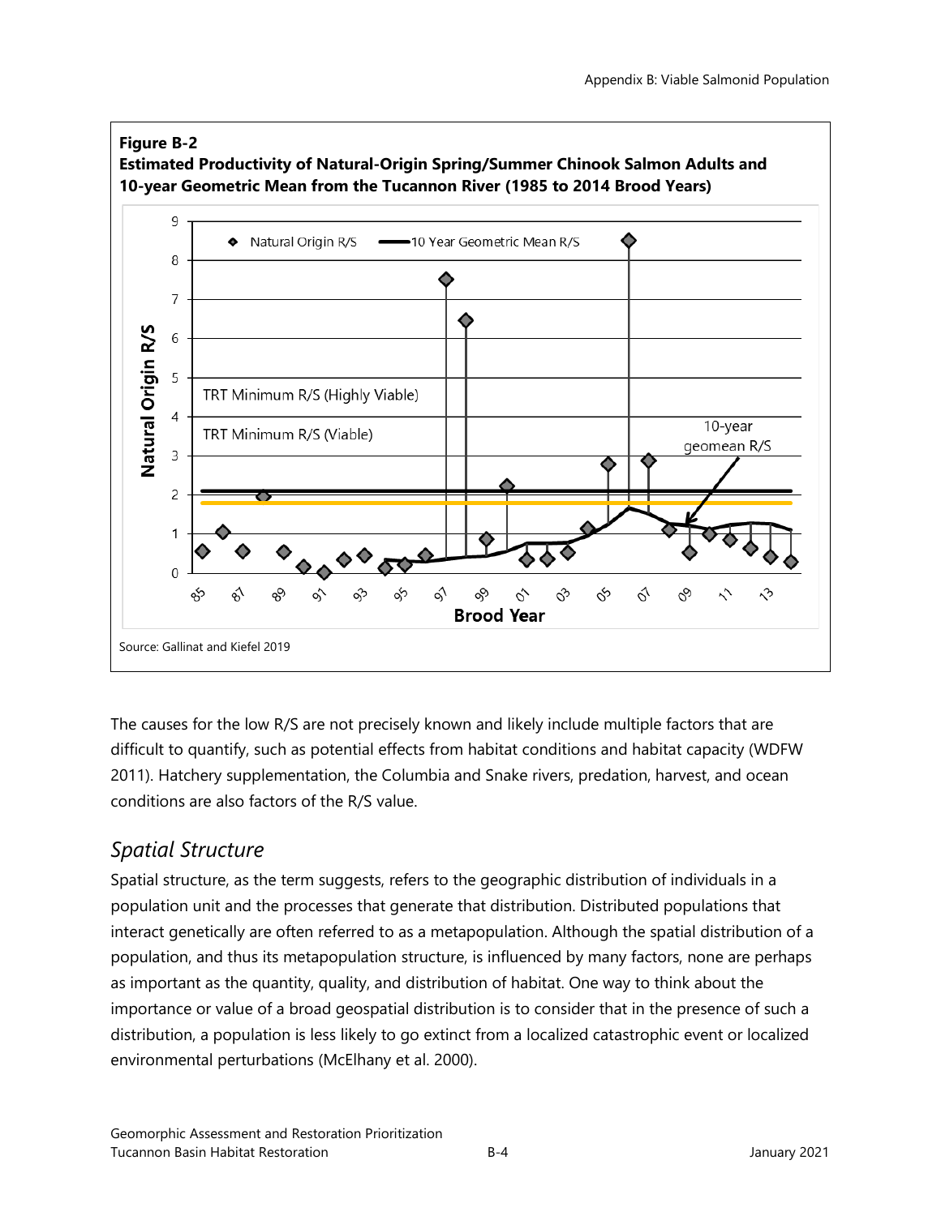**Figure B-2**
**Estimated Productivity of Natural-Origin Spring/Summer Chinook Salmon Adults and 10-year Geometric Mean from the Tucannon River (1985 to 2014 Brood Years)**

Source: Gallinat and Kiefel 2019

The causes for the low R/S are not precisely known and likely include multiple factors that are difficult to quantify, such as potential effects from habitat conditions and habitat capacity (WDFW 2011). Hatchery supplementation, the Columbia and Snake rivers, predation, harvest, and ocean conditions are also factors of the R/S value.

## *Spatial Structure*

Spatial structure, as the term suggests, refers to the geographic distribution of individuals in a population unit and the processes that generate that distribution. Distributed populations that interact genetically are often referred to as a metapopulation. Although the spatial distribution of a population, and thus its metapopulation structure, is influenced by many factors, none are perhaps as important as the quantity, quality, and distribution of habitat. One way to think about the importance or value of a broad geospatial distribution is to consider that in the presence of such a distribution, a population is less likely to go extinct from a localized catastrophic event or localized environmental perturbations (McElhany et al. 2000).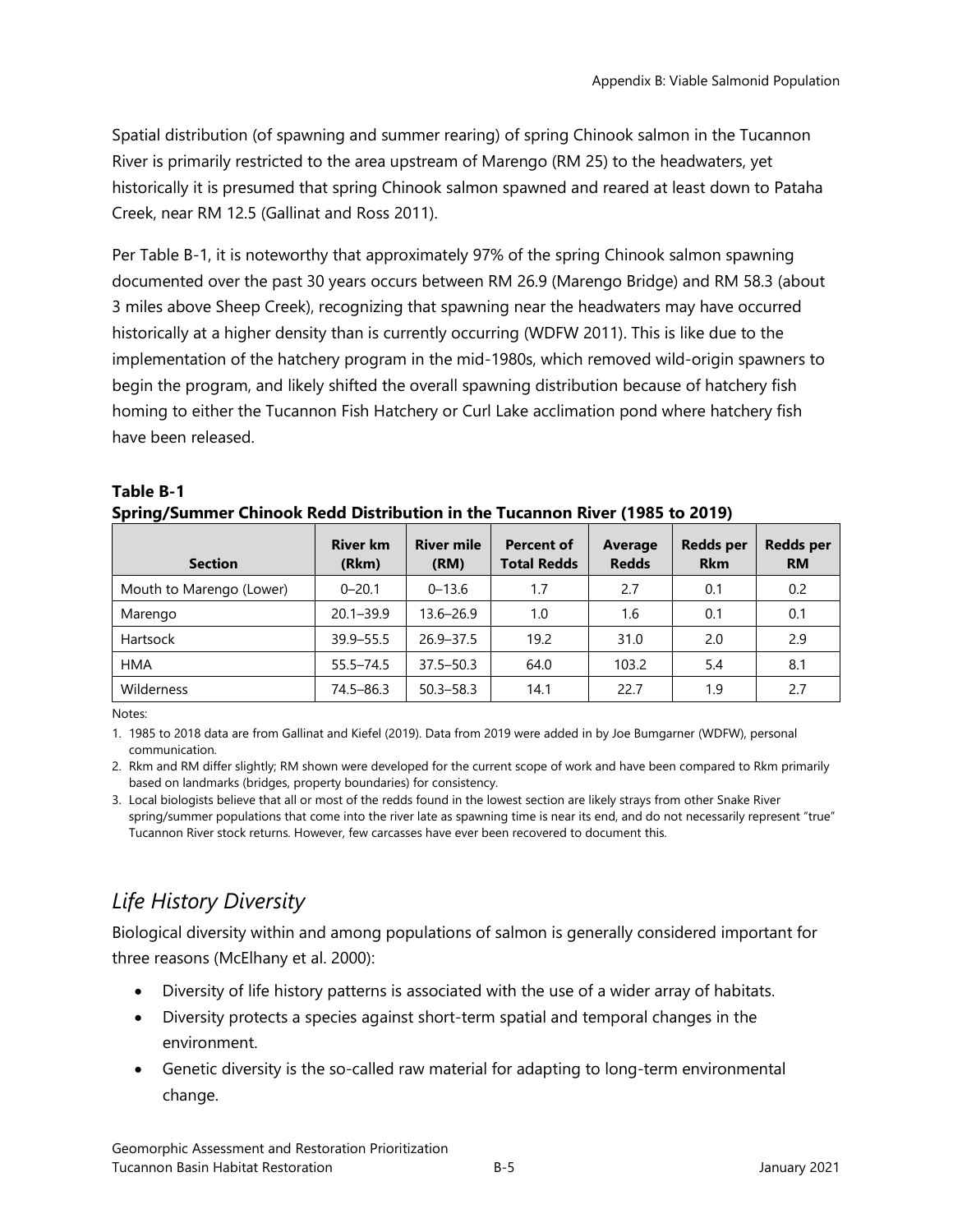Spatial distribution (of spawning and summer rearing) of spring Chinook salmon in the Tucannon River is primarily restricted to the area upstream of Marengo (RM 25) to the headwaters, yet historically it is presumed that spring Chinook salmon spawned and reared at least down to Pataha Creek, near RM 12.5 (Gallinat and Ross 2011).

Per Table B-1, it is noteworthy that approximately 97% of the spring Chinook salmon spawning documented over the past 30 years occurs between RM 26.9 (Marengo Bridge) and RM 58.3 (about 3 miles above Sheep Creek), recognizing that spawning near the headwaters may have occurred historically at a higher density than is currently occurring (WDFW 2011). This is like due to the implementation of the hatchery program in the mid-1980s, which removed wild-origin spawners to begin the program, and likely shifted the overall spawning distribution because of hatchery fish homing to either the Tucannon Fish Hatchery or Curl Lake acclimation pond where hatchery fish have been released.

**Table B-1**
**Spring/Summer Chinook Redd Distribution in the Tucannon River (1985 to 2019)**

| Section | River km (Rkm) | River mile (RM) | Percent of Total Redds | Average Redds | Redds per Rkm | Redds per RM |
|---|---|---|---|---|---|---|
| Mouth to Marengo (Lower) | 0–20.1 | 0–13.6 | 1.7 | 2.7 | 0.1 | 0.2 |
| Marengo | 20.1–39.9 | 13.6–26.9 | 1.0 | 1.6 | 0.1 | 0.1 |
| Hartsock | 39.9–55.5 | 26.9–37.5 | 19.2 | 31.0 | 2.0 | 2.9 |
| HMA | 55.5–74.5 | 37.5–50.3 | 64.0 | 103.2 | 5.4 | 8.1 |
| Wilderness | 74.5–86.3 | 50.3–58.3 | 14.1 | 22.7 | 1.9 | 2.7 |

Notes:

1. 1985 to 2018 data are from Gallinat and Kiefel (2019). Data from 2019 were added in by Joe Bumgarner (WDFW), personal communication.
2. Rkm and RM differ slightly; RM shown were developed for the current scope of work and have been compared to Rkm primarily based on landmarks (bridges, property boundaries) for consistency.
3. Local biologists believe that all or most of the redds found in the lowest section are likely strays from other Snake River spring/summer populations that come into the river late as spawning time is near its end, and do not necessarily represent "true" Tucannon River stock returns. However, few carcasses have ever been recovered to document this.

## *Life History Diversity*

Biological diversity within and among populations of salmon is generally considered important for three reasons (McElhany et al. 2000):

- Diversity of life history patterns is associated with the use of a wider array of habitats.
- Diversity protects a species against short-term spatial and temporal changes in the environment.
- Genetic diversity is the so-called raw material for adapting to long-term environmental change.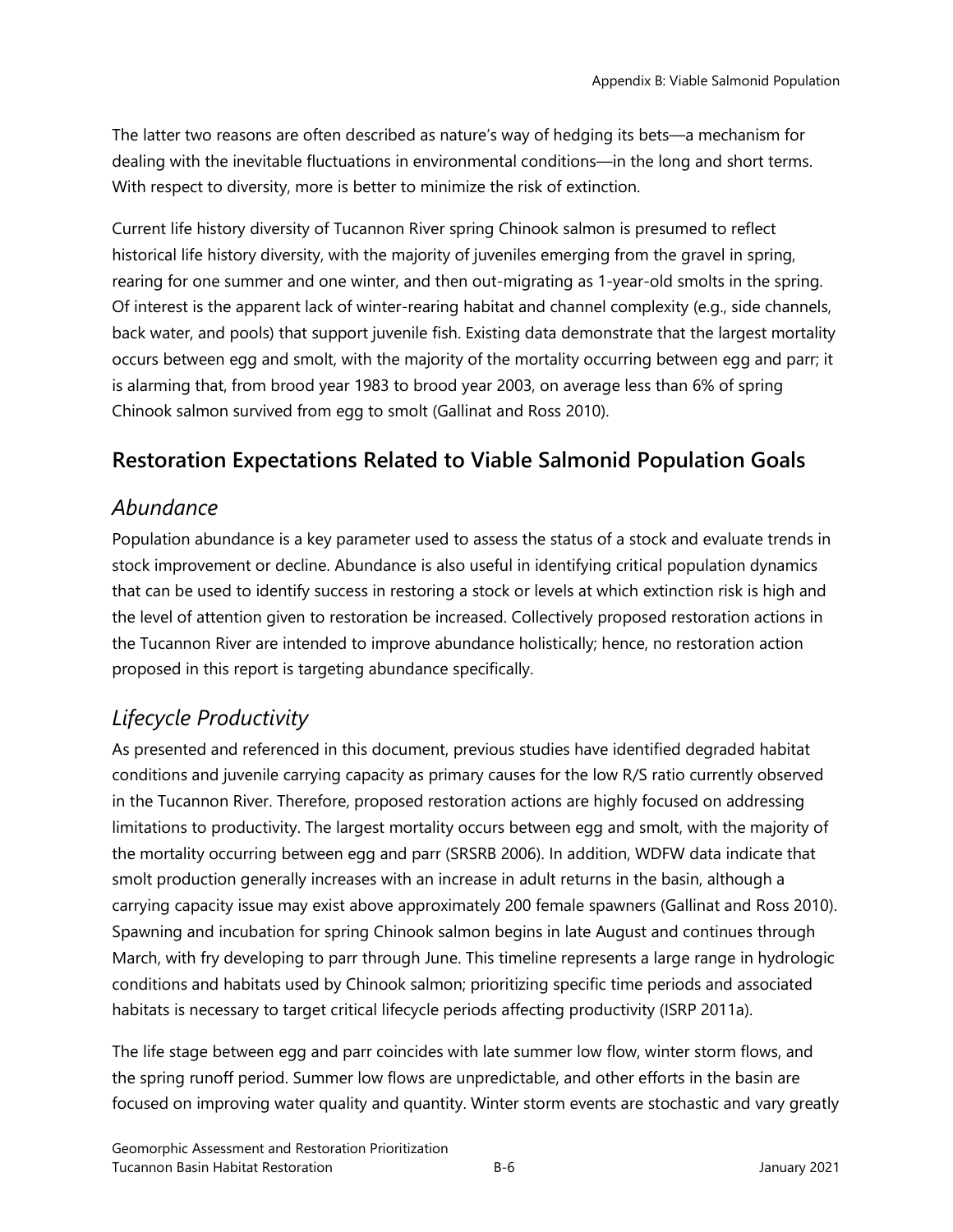The latter two reasons are often described as nature's way of hedging its bets—a mechanism for dealing with the inevitable fluctuations in environmental conditions—in the long and short terms. With respect to diversity, more is better to minimize the risk of extinction.

Current life history diversity of Tucannon River spring Chinook salmon is presumed to reflect historical life history diversity, with the majority of juveniles emerging from the gravel in spring, rearing for one summer and one winter, and then out-migrating as 1-year-old smolts in the spring. Of interest is the apparent lack of winter-rearing habitat and channel complexity (e.g., side channels, back water, and pools) that support juvenile fish. Existing data demonstrate that the largest mortality occurs between egg and smolt, with the majority of the mortality occurring between egg and parr; it is alarming that, from brood year 1983 to brood year 2003, on average less than 6% of spring Chinook salmon survived from egg to smolt (Gallinat and Ross 2010).

## Restoration Expectations Related to Viable Salmonid Population Goals

### *Abundance*

Population abundance is a key parameter used to assess the status of a stock and evaluate trends in stock improvement or decline. Abundance is also useful in identifying critical population dynamics that can be used to identify success in restoring a stock or levels at which extinction risk is high and the level of attention given to restoration be increased. Collectively proposed restoration actions in the Tucannon River are intended to improve abundance holistically; hence, no restoration action proposed in this report is targeting abundance specifically.

### *Lifecycle Productivity*

As presented and referenced in this document, previous studies have identified degraded habitat conditions and juvenile carrying capacity as primary causes for the low R/S ratio currently observed in the Tucannon River. Therefore, proposed restoration actions are highly focused on addressing limitations to productivity. The largest mortality occurs between egg and smolt, with the majority of the mortality occurring between egg and parr (SRSRB 2006). In addition, WDFW data indicate that smolt production generally increases with an increase in adult returns in the basin, although a carrying capacity issue may exist above approximately 200 female spawners (Gallinat and Ross 2010). Spawning and incubation for spring Chinook salmon begins in late August and continues through March, with fry developing to parr through June. This timeline represents a large range in hydrologic conditions and habitats used by Chinook salmon; prioritizing specific time periods and associated habitats is necessary to target critical lifecycle periods affecting productivity (ISRP 2011a).

The life stage between egg and parr coincides with late summer low flow, winter storm flows, and the spring runoff period. Summer low flows are unpredictable, and other efforts in the basin are focused on improving water quality and quantity. Winter storm events are stochastic and vary greatly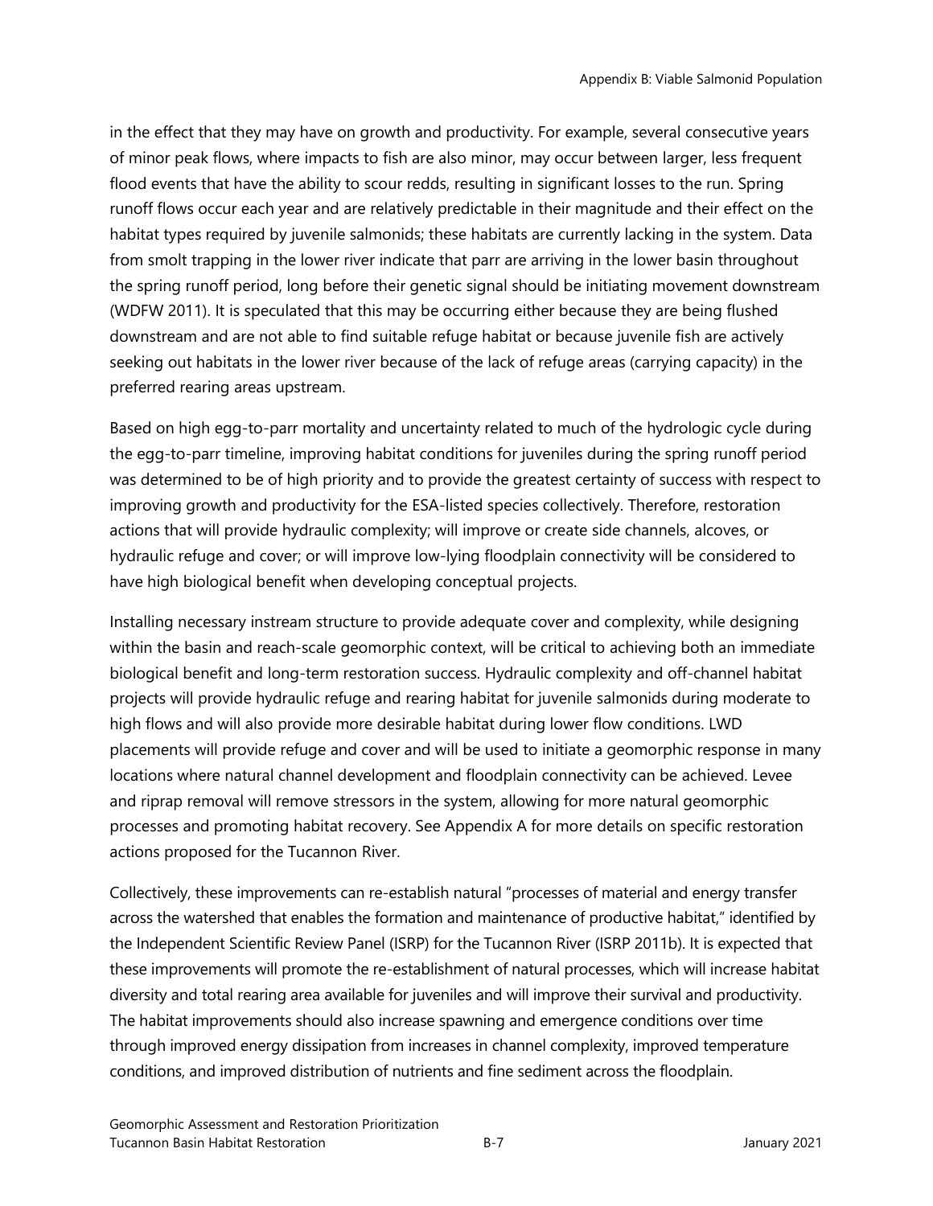in the effect that they may have on growth and productivity. For example, several consecutive years of minor peak flows, where impacts to fish are also minor, may occur between larger, less frequent flood events that have the ability to scour redds, resulting in significant losses to the run. Spring runoff flows occur each year and are relatively predictable in their magnitude and their effect on the habitat types required by juvenile salmonids; these habitats are currently lacking in the system. Data from smolt trapping in the lower river indicate that parr are arriving in the lower basin throughout the spring runoff period, long before their genetic signal should be initiating movement downstream (WDFW 2011). It is speculated that this may be occurring either because they are being flushed downstream and are not able to find suitable refuge habitat or because juvenile fish are actively seeking out habitats in the lower river because of the lack of refuge areas (carrying capacity) in the preferred rearing areas upstream.

Based on high egg-to-parr mortality and uncertainty related to much of the hydrologic cycle during the egg-to-parr timeline, improving habitat conditions for juveniles during the spring runoff period was determined to be of high priority and to provide the greatest certainty of success with respect to improving growth and productivity for the ESA-listed species collectively. Therefore, restoration actions that will provide hydraulic complexity; will improve or create side channels, alcoves, or hydraulic refuge and cover; or will improve low-lying floodplain connectivity will be considered to have high biological benefit when developing conceptual projects.

Installing necessary instream structure to provide adequate cover and complexity, while designing within the basin and reach-scale geomorphic context, will be critical to achieving both an immediate biological benefit and long-term restoration success. Hydraulic complexity and off-channel habitat projects will provide hydraulic refuge and rearing habitat for juvenile salmonids during moderate to high flows and will also provide more desirable habitat during lower flow conditions. LWD placements will provide refuge and cover and will be used to initiate a geomorphic response in many locations where natural channel development and floodplain connectivity can be achieved. Levee and riprap removal will remove stressors in the system, allowing for more natural geomorphic processes and promoting habitat recovery. See Appendix A for more details on specific restoration actions proposed for the Tucannon River.

Collectively, these improvements can re-establish natural "processes of material and energy transfer across the watershed that enables the formation and maintenance of productive habitat," identified by the Independent Scientific Review Panel (ISRP) for the Tucannon River (ISRP 2011b). It is expected that these improvements will promote the re-establishment of natural processes, which will increase habitat diversity and total rearing area available for juveniles and will improve their survival and productivity. The habitat improvements should also increase spawning and emergence conditions over time through improved energy dissipation from increases in channel complexity, improved temperature conditions, and improved distribution of nutrients and fine sediment across the floodplain.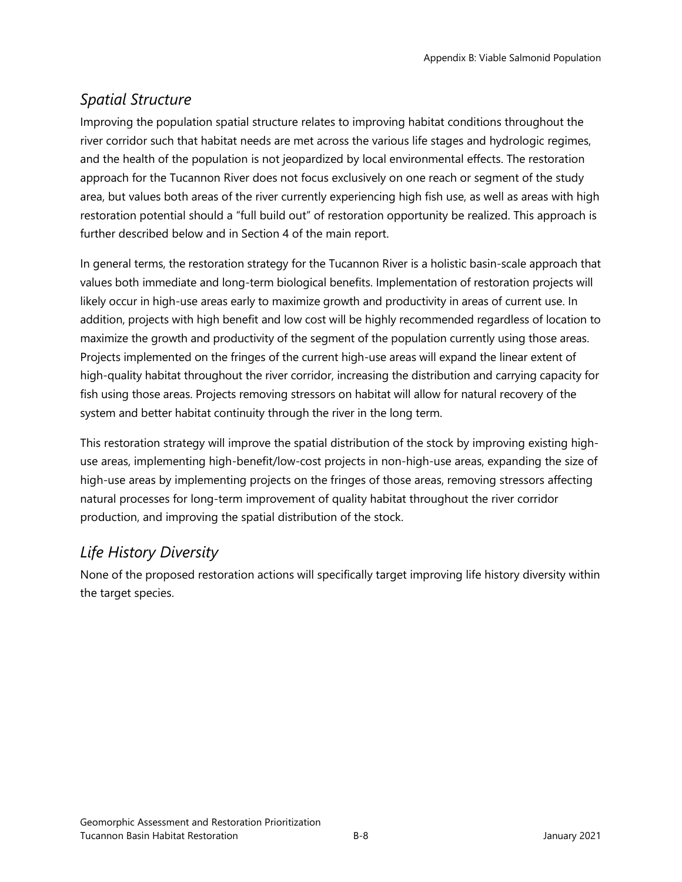## *Spatial Structure*

Improving the population spatial structure relates to improving habitat conditions throughout the river corridor such that habitat needs are met across the various life stages and hydrologic regimes, and the health of the population is not jeopardized by local environmental effects. The restoration approach for the Tucannon River does not focus exclusively on one reach or segment of the study area, but values both areas of the river currently experiencing high fish use, as well as areas with high restoration potential should a "full build out" of restoration opportunity be realized. This approach is further described below and in Section 4 of the main report.

In general terms, the restoration strategy for the Tucannon River is a holistic basin-scale approach that values both immediate and long-term biological benefits. Implementation of restoration projects will likely occur in high-use areas early to maximize growth and productivity in areas of current use. In addition, projects with high benefit and low cost will be highly recommended regardless of location to maximize the growth and productivity of the segment of the population currently using those areas. Projects implemented on the fringes of the current high-use areas will expand the linear extent of high-quality habitat throughout the river corridor, increasing the distribution and carrying capacity for fish using those areas. Projects removing stressors on habitat will allow for natural recovery of the system and better habitat continuity through the river in the long term.

This restoration strategy will improve the spatial distribution of the stock by improving existing high-use areas, implementing high-benefit/low-cost projects in non-high-use areas, expanding the size of high-use areas by implementing projects on the fringes of those areas, removing stressors affecting natural processes for long-term improvement of quality habitat throughout the river corridor production, and improving the spatial distribution of the stock.

## *Life History Diversity*

None of the proposed restoration actions will specifically target improving life history diversity within the target species.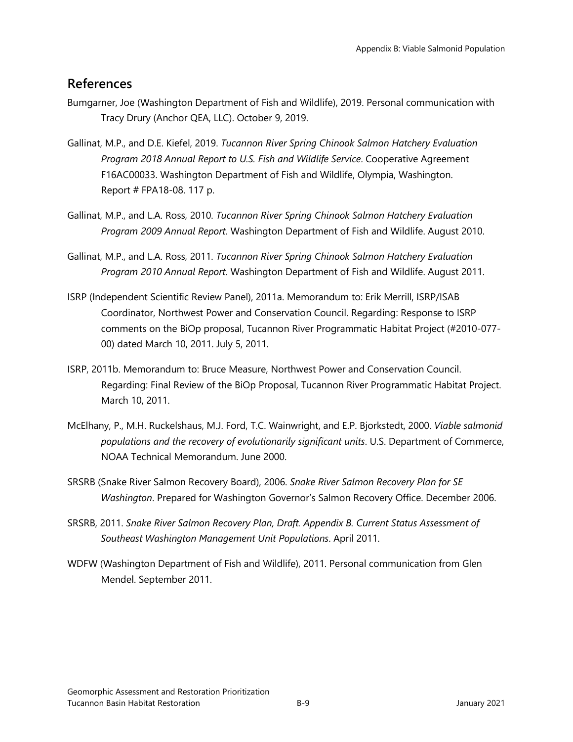## References

Bumgarner, Joe (Washington Department of Fish and Wildlife), 2019. Personal communication with Tracy Drury (Anchor QEA, LLC). October 9, 2019.

Gallinat, M.P., and D.E. Kiefel, 2019. *Tucannon River Spring Chinook Salmon Hatchery Evaluation Program 2018 Annual Report to U.S. Fish and Wildlife Service*. Cooperative Agreement F16AC00033. Washington Department of Fish and Wildlife, Olympia, Washington. Report # FPA18-08. 117 p.

Gallinat, M.P., and L.A. Ross, 2010. *Tucannon River Spring Chinook Salmon Hatchery Evaluation Program 2009 Annual Report*. Washington Department of Fish and Wildlife. August 2010.

Gallinat, M.P., and L.A. Ross, 2011. *Tucannon River Spring Chinook Salmon Hatchery Evaluation Program 2010 Annual Report*. Washington Department of Fish and Wildlife. August 2011.

ISRP (Independent Scientific Review Panel), 2011a. Memorandum to: Erik Merrill, ISRP/ISAB Coordinator, Northwest Power and Conservation Council. Regarding: Response to ISRP comments on the BiOp proposal, Tucannon River Programmatic Habitat Project (#2010-077-00) dated March 10, 2011. July 5, 2011.

ISRP, 2011b. Memorandum to: Bruce Measure, Northwest Power and Conservation Council. Regarding: Final Review of the BiOp Proposal, Tucannon River Programmatic Habitat Project. March 10, 2011.

McElhany, P., M.H. Ruckelshaus, M.J. Ford, T.C. Wainwright, and E.P. Bjorkstedt, 2000. *Viable salmonid populations and the recovery of evolutionarily significant units*. U.S. Department of Commerce, NOAA Technical Memorandum. June 2000.

SRSRB (Snake River Salmon Recovery Board), 2006. *Snake River Salmon Recovery Plan for SE Washington*. Prepared for Washington Governor's Salmon Recovery Office. December 2006.

SRSRB, 2011. *Snake River Salmon Recovery Plan, Draft. Appendix B. Current Status Assessment of Southeast Washington Management Unit Populations*. April 2011.

WDFW (Washington Department of Fish and Wildlife), 2011. Personal communication from Glen Mendel. September 2011.